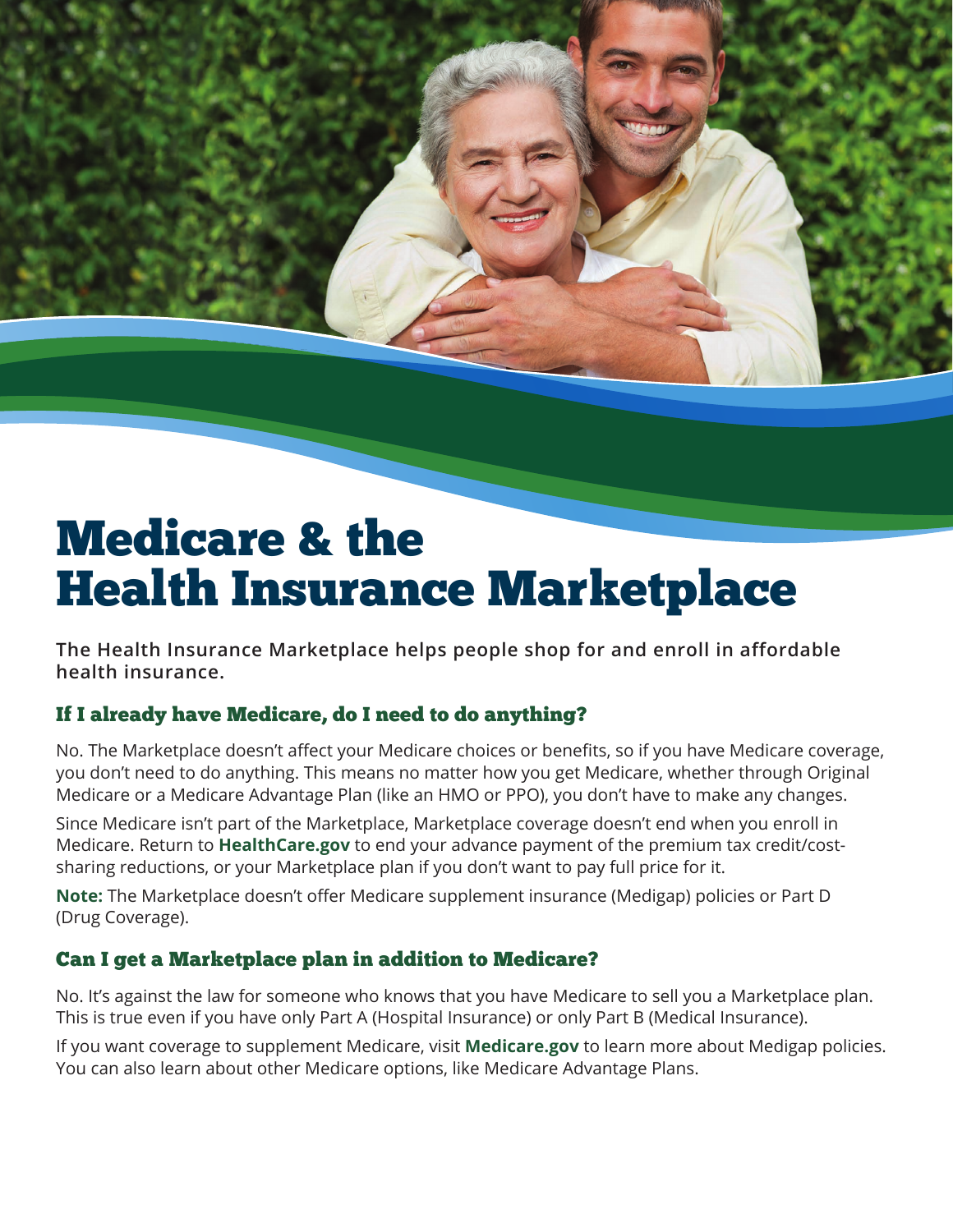# Medicare & the Health Insurance Marketplace

**The Health Insurance Marketplace helps people shop for and enroll in affordable health insurance.**

## If I already have Medicare, do I need to do anything?

No. The Marketplace doesn't affect your Medicare choices or benefits, so if you have Medicare coverage, you don't need to do anything. This means no matter how you get Medicare, whether through Original Medicare or a Medicare Advantage Plan (like an HMO or PPO), you don't have to make any changes.

Since Medicare isn't part of the Marketplace, Marketplace coverage doesn't end when you enroll in Medicare. Return to **HealthCare.gov** to end your advance payment of the premium tax credit/cost-sharing reductions, or your Marketplace plan if you don't want to pay full price for it.

**Note:** The Marketplace doesn't offer Medicare supplement insurance (Medigap) policies or Part D (Drug Coverage).

## Can I get a Marketplace plan in addition to Medicare?

No. It's against the law for someone who knows that you have Medicare to sell you a Marketplace plan. This is true even if you have only Part A (Hospital Insurance) or only Part B (Medical Insurance).

If you want coverage to supplement Medicare, visit **Medicare.gov** to learn more about Medigap policies. You can also learn about other Medicare options, like Medicare Advantage Plans.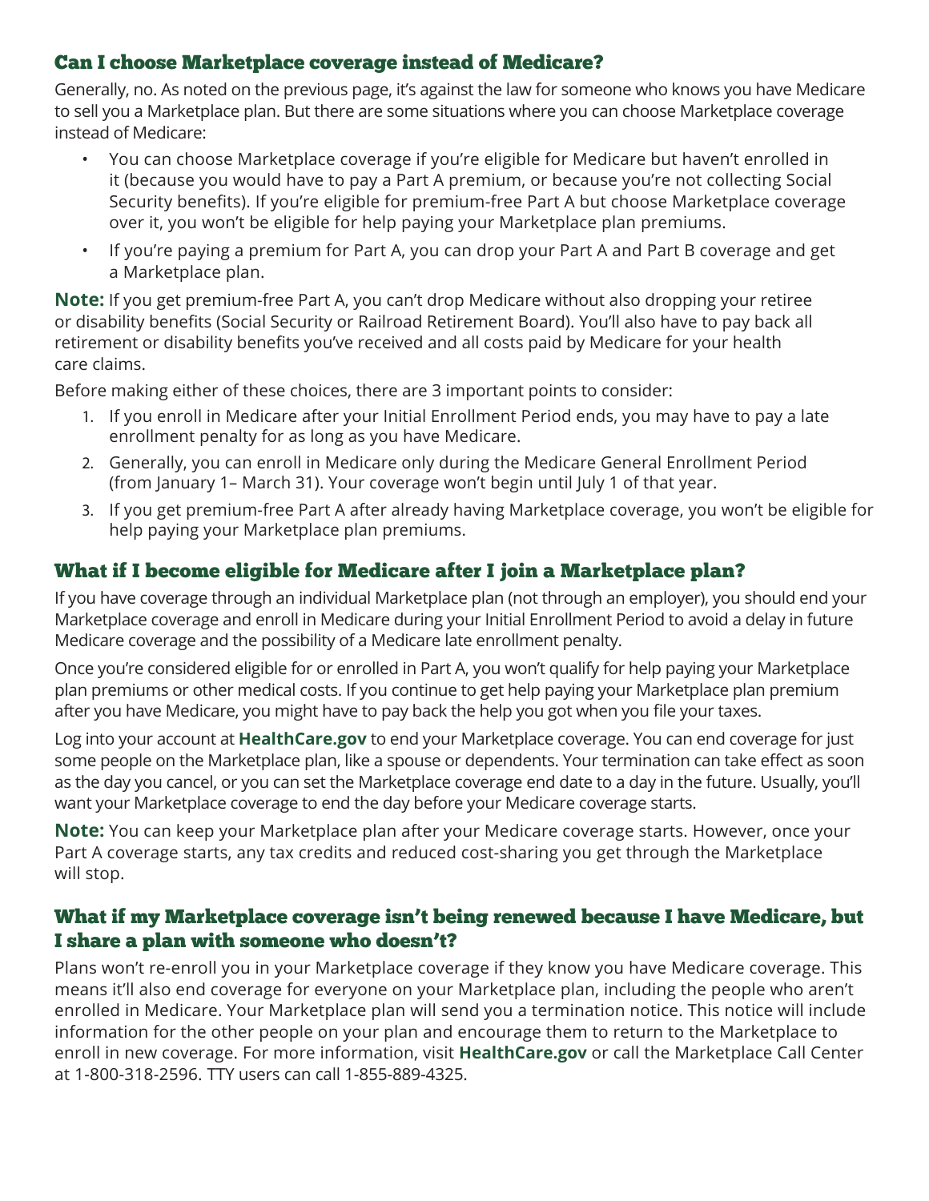## Can I choose Marketplace coverage instead of Medicare?

Generally, no. As noted on the previous page, it's against the law for someone who knows you have Medicare to sell you a Marketplace plan. But there are some situations where you can choose Marketplace coverage instead of Medicare:

- You can choose Marketplace coverage if you're eligible for Medicare but haven't enrolled in it (because you would have to pay a Part A premium, or because you're not collecting Social Security benefits). If you're eligible for premium-free Part A but choose Marketplace coverage over it, you won't be eligible for help paying your Marketplace plan premiums.
- If you're paying a premium for Part A, you can drop your Part A and Part B coverage and get a Marketplace plan.

**Note:** If you get premium-free Part A, you can't drop Medicare without also dropping your retiree or disability benefits (Social Security or Railroad Retirement Board). You'll also have to pay back all retirement or disability benefits you've received and all costs paid by Medicare for your health care claims.

Before making either of these choices, there are 3 important points to consider:

1. If you enroll in Medicare after your Initial Enrollment Period ends, you may have to pay a late enrollment penalty for as long as you have Medicare.
2. Generally, you can enroll in Medicare only during the Medicare General Enrollment Period (from January 1– March 31). Your coverage won't begin until July 1 of that year.
3. If you get premium-free Part A after already having Marketplace coverage, you won't be eligible for help paying your Marketplace plan premiums.

## What if I become eligible for Medicare after I join a Marketplace plan?

If you have coverage through an individual Marketplace plan (not through an employer), you should end your Marketplace coverage and enroll in Medicare during your Initial Enrollment Period to avoid a delay in future Medicare coverage and the possibility of a Medicare late enrollment penalty.

Once you're considered eligible for or enrolled in Part A, you won't qualify for help paying your Marketplace plan premiums or other medical costs. If you continue to get help paying your Marketplace plan premium after you have Medicare, you might have to pay back the help you got when you file your taxes.

Log into your account at **HealthCare.gov** to end your Marketplace coverage. You can end coverage for just some people on the Marketplace plan, like a spouse or dependents. Your termination can take effect as soon as the day you cancel, or you can set the Marketplace coverage end date to a day in the future. Usually, you'll want your Marketplace coverage to end the day before your Medicare coverage starts.

**Note:** You can keep your Marketplace plan after your Medicare coverage starts. However, once your Part A coverage starts, any tax credits and reduced cost-sharing you get through the Marketplace will stop.

## What if my Marketplace coverage isn't being renewed because I have Medicare, but I share a plan with someone who doesn't?

Plans won't re-enroll you in your Marketplace coverage if they know you have Medicare coverage. This means it'll also end coverage for everyone on your Marketplace plan, including the people who aren't enrolled in Medicare. Your Marketplace plan will send you a termination notice. This notice will include information for the other people on your plan and encourage them to return to the Marketplace to enroll in new coverage. For more information, visit **HealthCare.gov** or call the Marketplace Call Center at 1-800-318-2596. TTY users can call 1-855-889-4325.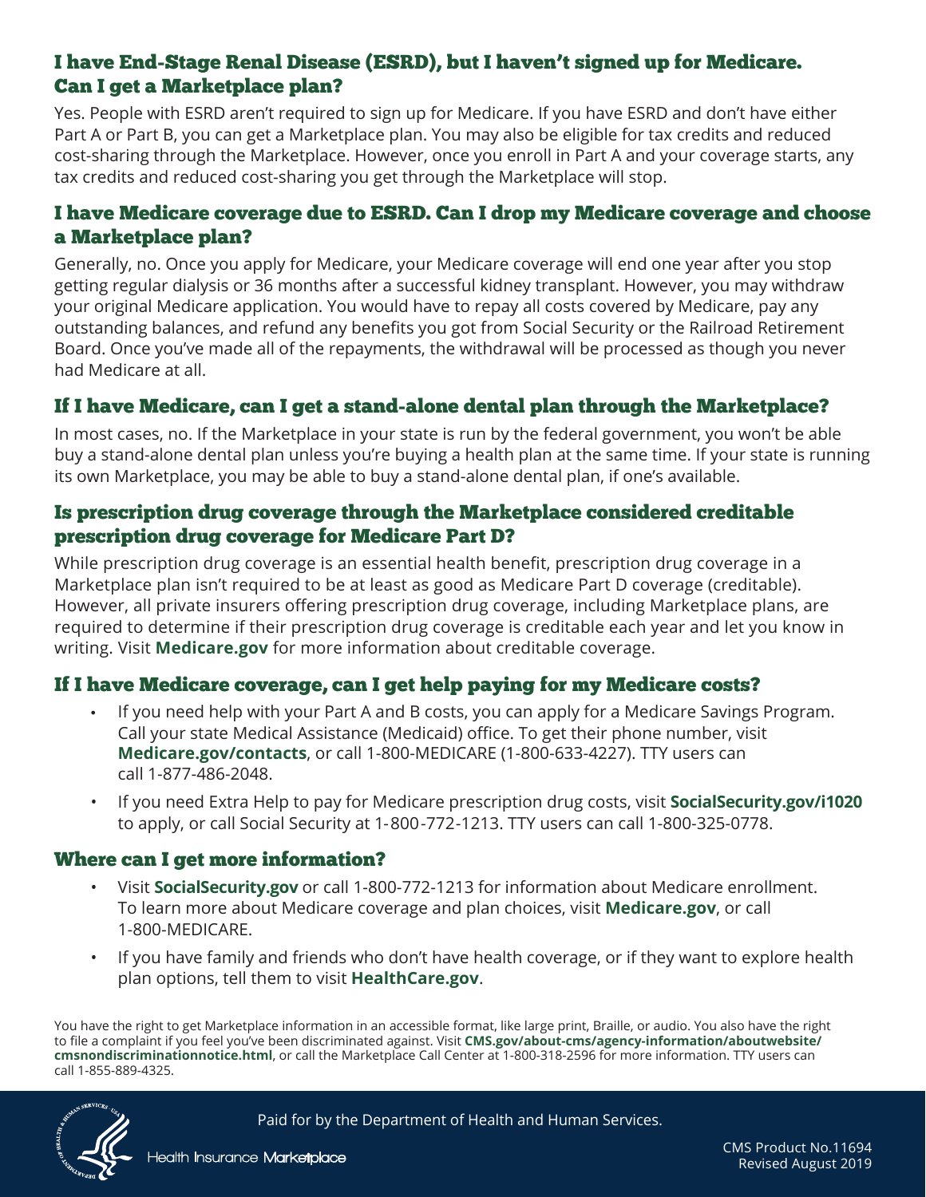## I have End-Stage Renal Disease (ESRD), but I haven't signed up for Medicare. Can I get a Marketplace plan?

Yes. People with ESRD aren't required to sign up for Medicare. If you have ESRD and don't have either Part A or Part B, you can get a Marketplace plan. You may also be eligible for tax credits and reduced cost-sharing through the Marketplace. However, once you enroll in Part A and your coverage starts, any tax credits and reduced cost-sharing you get through the Marketplace will stop.

## I have Medicare coverage due to ESRD. Can I drop my Medicare coverage and choose a Marketplace plan?

Generally, no. Once you apply for Medicare, your Medicare coverage will end one year after you stop getting regular dialysis or 36 months after a successful kidney transplant. However, you may withdraw your original Medicare application. You would have to repay all costs covered by Medicare, pay any outstanding balances, and refund any benefits you got from Social Security or the Railroad Retirement Board. Once you've made all of the repayments, the withdrawal will be processed as though you never had Medicare at all.

## If I have Medicare, can I get a stand-alone dental plan through the Marketplace?

In most cases, no. If the Marketplace in your state is run by the federal government, you won't be able buy a stand-alone dental plan unless you're buying a health plan at the same time. If your state is running its own Marketplace, you may be able to buy a stand-alone dental plan, if one's available.

## Is prescription drug coverage through the Marketplace considered creditable prescription drug coverage for Medicare Part D?

While prescription drug coverage is an essential health benefit, prescription drug coverage in a Marketplace plan isn't required to be at least as good as Medicare Part D coverage (creditable). However, all private insurers offering prescription drug coverage, including Marketplace plans, are required to determine if their prescription drug coverage is creditable each year and let you know in writing. Visit **Medicare.gov** for more information about creditable coverage.

## If I have Medicare coverage, can I get help paying for my Medicare costs?

- If you need help with your Part A and B costs, you can apply for a Medicare Savings Program. Call your state Medical Assistance (Medicaid) office. To get their phone number, visit **Medicare.gov/contacts**, or call 1-800-MEDICARE (1-800-633-4227). TTY users can call 1-877-486-2048.
- If you need Extra Help to pay for Medicare prescription drug costs, visit **SocialSecurity.gov/i1020** to apply, or call Social Security at 1-800-772-1213. TTY users can call 1-800-325-0778.

## Where can I get more information?

- Visit **SocialSecurity.gov** or call 1-800-772-1213 for information about Medicare enrollment. To learn more about Medicare coverage and plan choices, visit **Medicare.gov**, or call 1-800-MEDICARE.
- If you have family and friends who don't have health coverage, or if they want to explore health plan options, tell them to visit **HealthCare.gov**.

You have the right to get Marketplace information in an accessible format, like large print, Braille, or audio. You also have the right to file a complaint if you feel you've been discriminated against. Visit **CMS.gov/about-cms/agency-information/aboutwebsite/cmsnondiscriminationnotice.html**, or call the Marketplace Call Center at 1-800-318-2596 for more information. TTY users can call 1-855-889-4325.

Paid for by the Department of Health and Human Services.

Health Insurance Marketplace

CMS Product No.11694
Revised August 2019